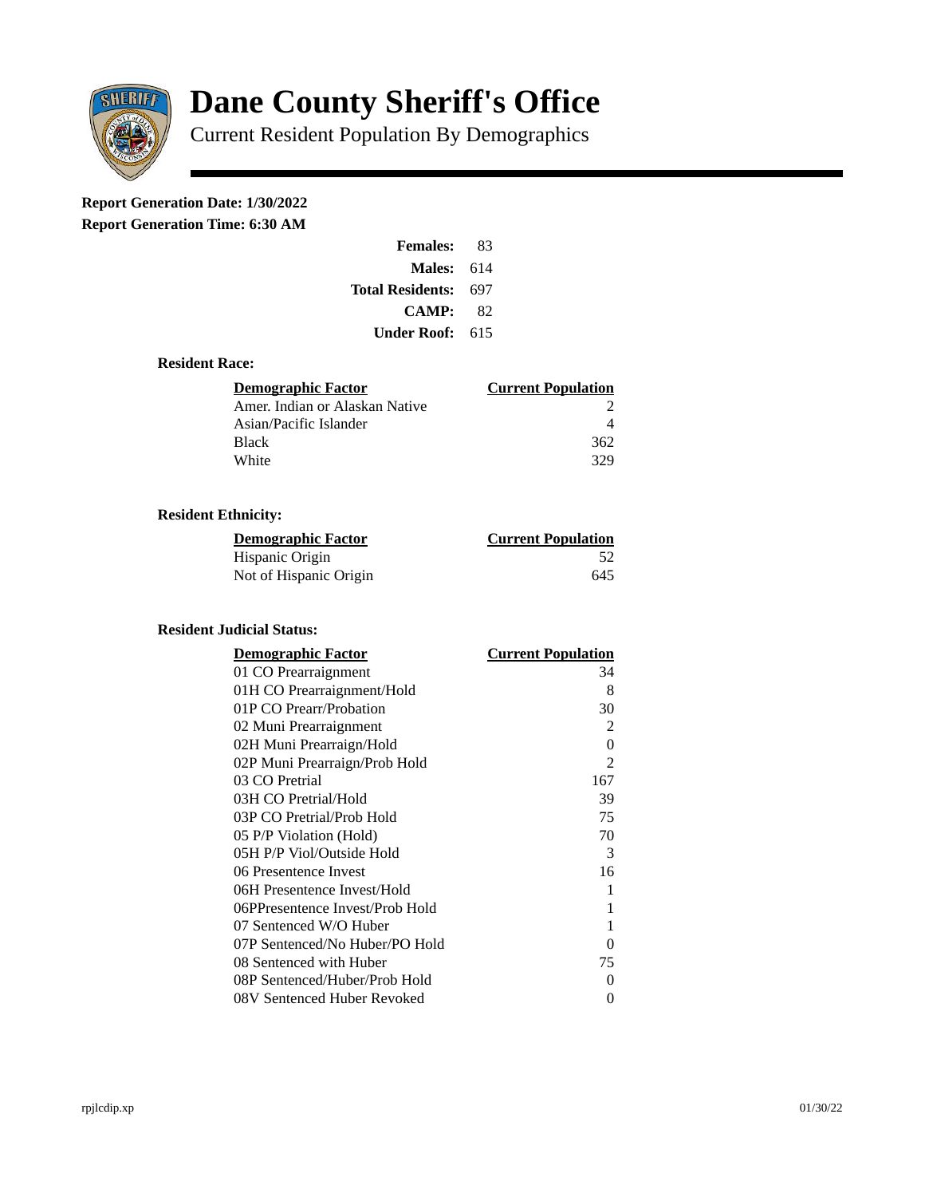# Dane County Sheriff's Office

Current Resident Population By Demographics

**Report Generation Date: 1/30/2022**
**Report Generation Time: 6:30 AM**

| | |
|---|---|
| **Females:** | 83 |
| **Males:** | 614 |
| **Total Residents:** | 697 |
| **CAMP:** | 82 |
| **Under Roof:** | 615 |

### Resident Race:

| Demographic Factor | Current Population |
|---|---|
| Amer. Indian or Alaskan Native | 2 |
| Asian/Pacific Islander | 4 |
| Black | 362 |
| White | 329 |

### Resident Ethnicity:

| Demographic Factor | Current Population |
|---|---|
| Hispanic Origin | 52 |
| Not of Hispanic Origin | 645 |

### Resident Judicial Status:

| Demographic Factor | Current Population |
|---|---|
| 01 CO Prearraignment | 34 |
| 01H CO Prearraignment/Hold | 8 |
| 01P CO Prearr/Probation | 30 |
| 02 Muni Prearraignment | 2 |
| 02H Muni Prearraign/Hold | 0 |
| 02P Muni Prearraign/Prob Hold | 2 |
| 03 CO Pretrial | 167 |
| 03H CO Pretrial/Hold | 39 |
| 03P CO Pretrial/Prob Hold | 75 |
| 05 P/P Violation (Hold) | 70 |
| 05H P/P Viol/Outside Hold | 3 |
| 06 Presentence Invest | 16 |
| 06H Presentence Invest/Hold | 1 |
| 06PPresentence Invest/Prob Hold | 1 |
| 07 Sentenced W/O Huber | 1 |
| 07P Sentenced/No Huber/PO Hold | 0 |
| 08 Sentenced with Huber | 75 |
| 08P Sentenced/Huber/Prob Hold | 0 |
| 08V Sentenced Huber Revoked | 0 |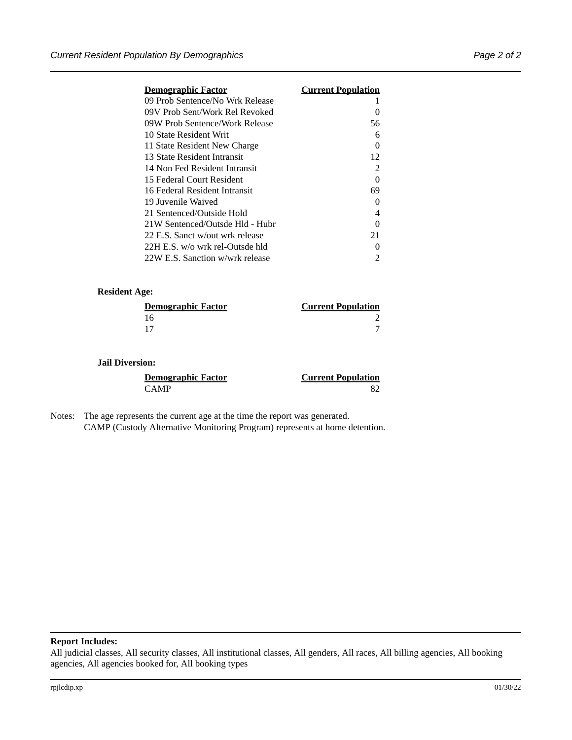| Demographic Factor | Current Population |
| --- | --- |
| 09 Prob Sentence/No Wrk Release | 1 |
| 09V Prob Sent/Work Rel Revoked | 0 |
| 09W Prob Sentence/Work Release | 56 |
| 10 State Resident Writ | 6 |
| 11 State Resident New Charge | 0 |
| 13 State Resident Intransit | 12 |
| 14 Non Fed Resident Intransit | 2 |
| 15 Federal Court Resident | 0 |
| 16 Federal Resident Intransit | 69 |
| 19 Juvenile Waived | 0 |
| 21 Sentenced/Outside Hold | 4 |
| 21W Sentenced/Outsde Hld - Hubr | 0 |
| 22 E.S. Sanct w/out wrk release | 21 |
| 22H E.S. w/o wrk rel-Outsde hld | 0 |
| 22W E.S. Sanction w/wrk release | 2 |

**Resident Age:**

| Demographic Factor | Current Population |
| --- | --- |
| 16 | 2 |
| 17 | 7 |

**Jail Diversion:**

| Demographic Factor | Current Population |
| --- | --- |
| CAMP | 82 |

Notes: The age represents the current age at the time the report was generated.
CAMP (Custody Alternative Monitoring Program) represents at home detention.

**Report Includes:**

All judicial classes, All security classes, All institutional classes, All genders, All races, All billing agencies, All booking agencies, All agencies booked for, All booking types

rpjlcdip.xp 01/30/22